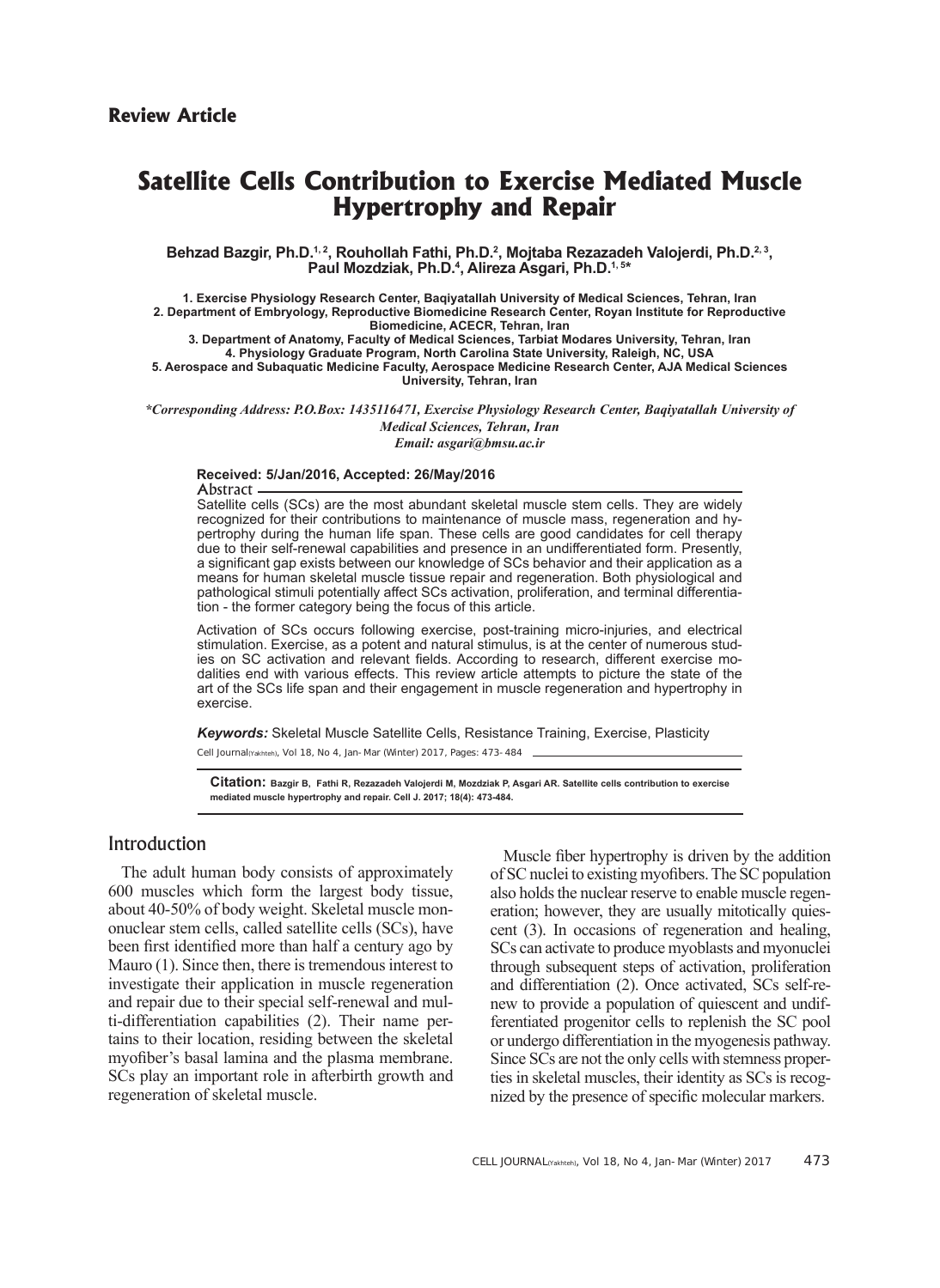**Review Article**

# Satellite Cells Contribution to Exercise Mediated Muscle Hypertrophy and Repair

**Behzad Bazgir, Ph.D.[1, 2], Rouhollah Fathi, Ph.D.[2], Mojtaba Rezazadeh Valojerdi, Ph.D.[2, 3], Paul Mozdziak, Ph.D.[4], Alireza Asgari, Ph.D.[1, 5*]**

**1. Exercise Physiology Research Center, Baqiyatallah University of Medical Sciences, Tehran, Iran**
**2. Department of Embryology, Reproductive Biomedicine Research Center, Royan Institute for Reproductive Biomedicine, ACECR, Tehran, Iran**
**3. Department of Anatomy, Faculty of Medical Sciences, Tarbiat Modares University, Tehran, Iran**
**4. Physiology Graduate Program, North Carolina State University, Raleigh, NC, USA**
**5. Aerospace and Subaquatic Medicine Faculty, Aerospace Medicine Research Center, AJA Medical Sciences University, Tehran, Iran**

***Corresponding Address: P.O.Box: 1435116471, Exercise Physiology Research Center, Baqiyatallah University of Medical Sciences, Tehran, Iran***
***Email: asgari@bmsu.ac.ir***

**Received: 5/Jan/2016, Accepted: 26/May/2016**

## Abstract

Satellite cells (SCs) are the most abundant skeletal muscle stem cells. They are widely recognized for their contributions to maintenance of muscle mass, regeneration and hypertrophy during the human life span. These cells are good candidates for cell therapy due to their self-renewal capabilities and presence in an undifferentiated form. Presently, a significant gap exists between our knowledge of SCs behavior and their application as a means for human skeletal muscle tissue repair and regeneration. Both physiological and pathological stimuli potentially affect SCs activation, proliferation, and terminal differentiation - the former category being the focus of this article.

Activation of SCs occurs following exercise, post-training micro-injuries, and electrical stimulation. Exercise, as a potent and natural stimulus, is at the center of numerous studies on SC activation and relevant fields. According to research, different exercise modalities end with various effects. This review article attempts to picture the state of the art of the SCs life span and their engagement in muscle regeneration and hypertrophy in exercise.

***Keywords:*** Skeletal Muscle Satellite Cells, Resistance Training, Exercise, Plasticity

Cell Journal(Yakhteh), Vol 18, No 4, Jan-Mar (Winter) 2017, Pages: 473-484

**Citation:** **Bazgir B, Fathi R, Rezazadeh Valojerdi M, Mozdziak P, Asgari AR. Satellite cells contribution to exercise mediated muscle hypertrophy and repair. Cell J. 2017; 18(4): 473-484.**

## Introduction

The adult human body consists of approximately 600 muscles which form the largest body tissue, about 40-50% of body weight. Skeletal muscle mononuclear stem cells, called satellite cells (SCs), have been first identified more than half a century ago by Mauro (1). Since then, there is tremendous interest to investigate their application in muscle regeneration and repair due to their special self-renewal and multi-differentiation capabilities (2). Their name pertains to their location, residing between the skeletal myofiber's basal lamina and the plasma membrane. SCs play an important role in afterbirth growth and regeneration of skeletal muscle.

Muscle fiber hypertrophy is driven by the addition of SC nuclei to existing myofibers. The SC population also holds the nuclear reserve to enable muscle regeneration; however, they are usually mitotically quiescent (3). In occasions of regeneration and healing, SCs can activate to produce myoblasts and myonuclei through subsequent steps of activation, proliferation and differentiation (2). Once activated, SCs self-renew to provide a population of quiescent and undifferentiated progenitor cells to replenish the SC pool or undergo differentiation in the myogenesis pathway. Since SCs are not the only cells with stemness properties in skeletal muscles, their identity as SCs is recognized by the presence of specific molecular markers.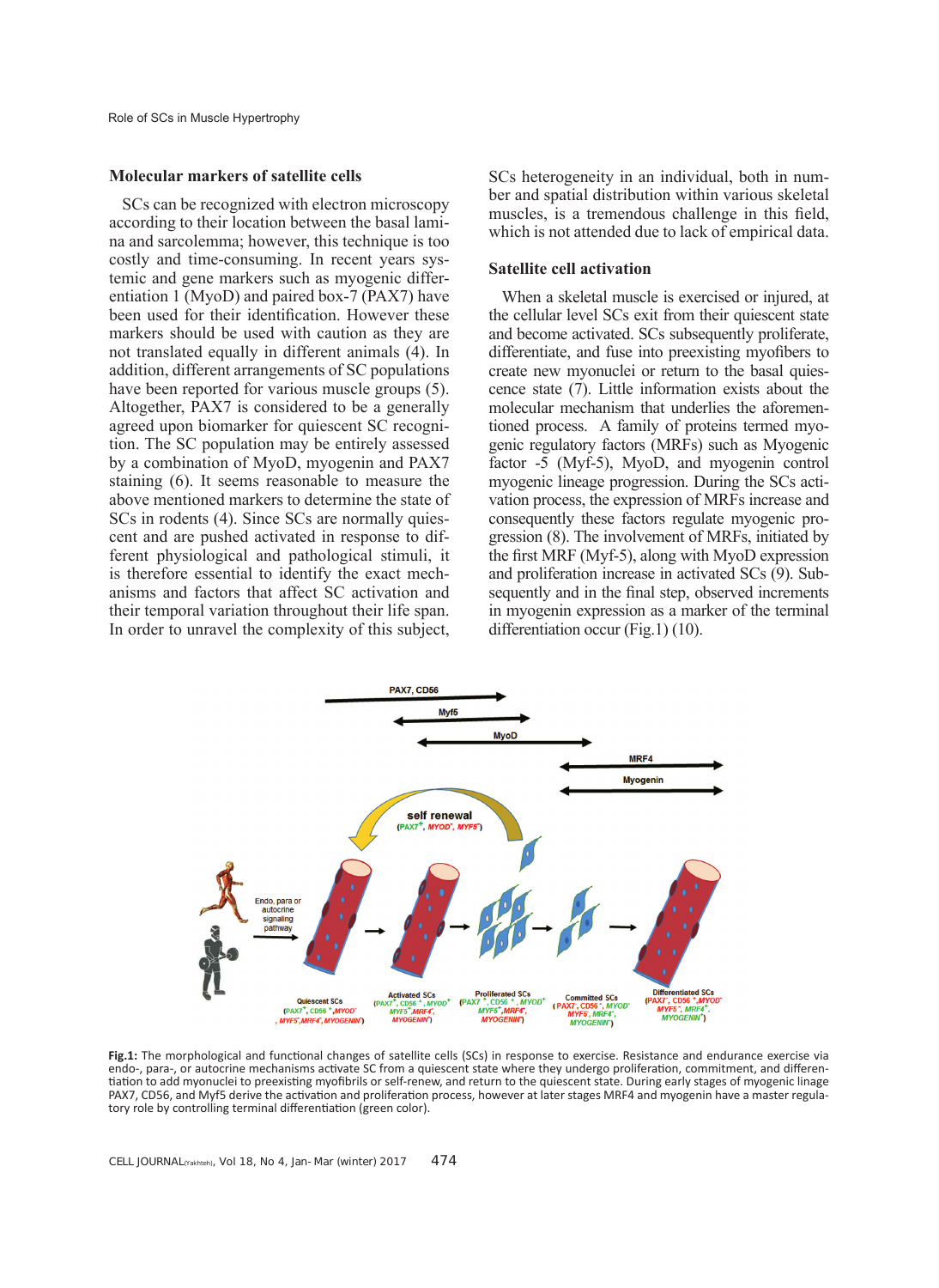### Molecular markers of satellite cells

SCs can be recognized with electron microscopy according to their location between the basal lamina and sarcolemma; however, this technique is too costly and time-consuming. In recent years systemic and gene markers such as myogenic differentiation 1 (MyoD) and paired box-7 (PAX7) have been used for their identification. However these markers should be used with caution as they are not translated equally in different animals (4). In addition, different arrangements of SC populations have been reported for various muscle groups (5). Altogether, PAX7 is considered to be a generally agreed upon biomarker for quiescent SC recognition. The SC population may be entirely assessed by a combination of MyoD, myogenin and PAX7 staining (6). It seems reasonable to measure the above mentioned markers to determine the state of SCs in rodents (4). Since SCs are normally quiescent and are pushed activated in response to different physiological and pathological stimuli, it is therefore essential to identify the exact mechanisms and factors that affect SC activation and their temporal variation throughout their life span. In order to unravel the complexity of this subject, SCs heterogeneity in an individual, both in number and spatial distribution within various skeletal muscles, is a tremendous challenge in this field, which is not attended due to lack of empirical data.

### Satellite cell activation

When a skeletal muscle is exercised or injured, at the cellular level SCs exit from their quiescent state and become activated. SCs subsequently proliferate, differentiate, and fuse into preexisting myofibers to create new myonuclei or return to the basal quiescence state (7). Little information exists about the molecular mechanism that underlies the aforementioned process. A family of proteins termed myogenic regulatory factors (MRFs) such as Myogenic factor -5 (Myf-5), MyoD, and myogenin control myogenic lineage progression. During the SCs activation process, the expression of MRFs increase and consequently these factors regulate myogenic progression (8). The involvement of MRFs, initiated by the first MRF (Myf-5), along with MyoD expression and proliferation increase in activated SCs (9). Subsequently and in the final step, observed increments in myogenin expression as a marker of the terminal differentiation occur (Fig.1) (10).

**Fig.1:** The morphological and functional changes of satellite cells (SCs) in response to exercise. Resistance and endurance exercise via endo-, para-, or autocrine mechanisms activate SC from a quiescent state where they undergo proliferation, commitment, and differentiation to add myonuclei to preexisting myofibrils or self-renew, and return to the quiescent state. During early stages of myogenic linage PAX7, CD56, and Myf5 derive the activation and proliferation process, however at later stages MRF4 and myogenin have a master regulatory role by controlling terminal differentiation (green color).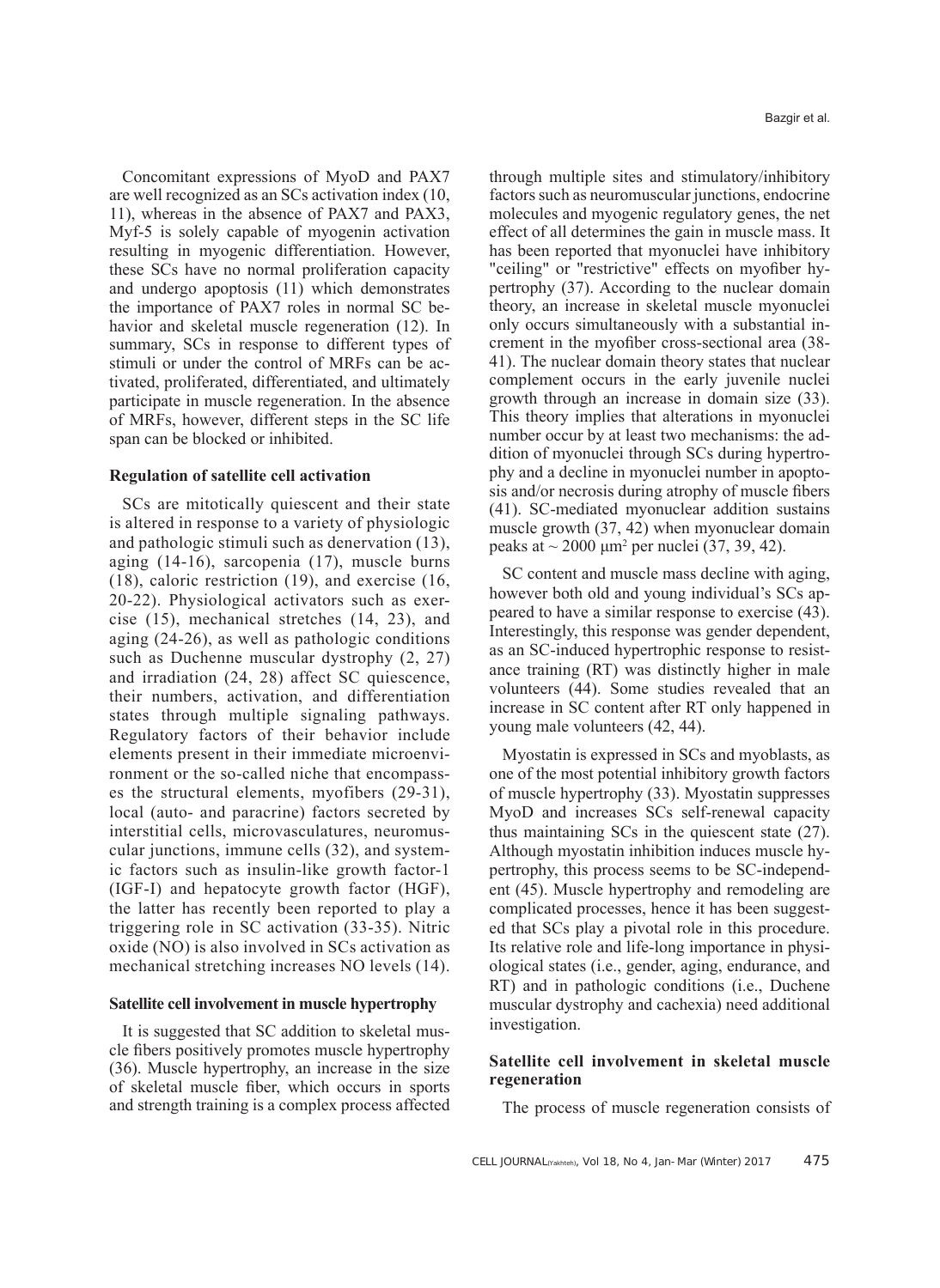Concomitant expressions of MyoD and PAX7 are well recognized as an SCs activation index (10, 11), whereas in the absence of PAX7 and PAX3, Myf-5 is solely capable of myogenin activation resulting in myogenic differentiation. However, these SCs have no normal proliferation capacity and undergo apoptosis (11) which demonstrates the importance of PAX7 roles in normal SC behavior and skeletal muscle regeneration (12). In summary, SCs in response to different types of stimuli or under the control of MRFs can be activated, proliferated, differentiated, and ultimately participate in muscle regeneration. In the absence of MRFs, however, different steps in the SC life span can be blocked or inhibited.

### Regulation of satellite cell activation

SCs are mitotically quiescent and their state is altered in response to a variety of physiologic and pathologic stimuli such as denervation (13), aging (14-16), sarcopenia (17), muscle burns (18), caloric restriction (19), and exercise (16, 20-22). Physiological activators such as exercise (15), mechanical stretches (14, 23), and aging (24-26), as well as pathologic conditions such as Duchenne muscular dystrophy (2, 27) and irradiation (24, 28) affect SC quiescence, their numbers, activation, and differentiation states through multiple signaling pathways. Regulatory factors of their behavior include elements present in their immediate microenvironment or the so-called niche that encompasses the structural elements, myofibers (29-31), local (auto- and paracrine) factors secreted by interstitial cells, microvasculatures, neuromuscular junctions, immune cells (32), and systemic factors such as insulin-like growth factor-1 (IGF-I) and hepatocyte growth factor (HGF), the latter has recently been reported to play a triggering role in SC activation (33-35). Nitric oxide (NO) is also involved in SCs activation as mechanical stretching increases NO levels (14).

### Satellite cell involvement in muscle hypertrophy

It is suggested that SC addition to skeletal muscle fibers positively promotes muscle hypertrophy (36). Muscle hypertrophy, an increase in the size of skeletal muscle fiber, which occurs in sports and strength training is a complex process affected through multiple sites and stimulatory/inhibitory factors such as neuromuscular junctions, endocrine molecules and myogenic regulatory genes, the net effect of all determines the gain in muscle mass. It has been reported that myonuclei have inhibitory "ceiling" or "restrictive" effects on myofiber hypertrophy (37). According to the nuclear domain theory, an increase in skeletal muscle myonuclei only occurs simultaneously with a substantial increment in the myofiber cross-sectional area (38-41). The nuclear domain theory states that nuclear complement occurs in the early juvenile nuclei growth through an increase in domain size (33). This theory implies that alterations in myonuclei number occur by at least two mechanisms: the addition of myonuclei through SCs during hypertrophy and a decline in myonuclei number in apoptosis and/or necrosis during atrophy of muscle fibers (41). SC-mediated myonuclear addition sustains muscle growth (37, 42) when myonuclear domain peaks at ~ 2000 $\mu m^2$ per nuclei (37, 39, 42).

SC content and muscle mass decline with aging, however both old and young individual's SCs appeared to have a similar response to exercise (43). Interestingly, this response was gender dependent, as an SC-induced hypertrophic response to resistance training (RT) was distinctly higher in male volunteers (44). Some studies revealed that an increase in SC content after RT only happened in young male volunteers (42, 44).

Myostatin is expressed in SCs and myoblasts, as one of the most potential inhibitory growth factors of muscle hypertrophy (33). Myostatin suppresses MyoD and increases SCs self-renewal capacity thus maintaining SCs in the quiescent state (27). Although myostatin inhibition induces muscle hypertrophy, this process seems to be SC-independent (45). Muscle hypertrophy and remodeling are complicated processes, hence it has been suggested that SCs play a pivotal role in this procedure. Its relative role and life-long importance in physiological states (i.e., gender, aging, endurance, and RT) and in pathologic conditions (i.e., Duchene muscular dystrophy and cachexia) need additional investigation.

### Satellite cell involvement in skeletal muscle regeneration

The process of muscle regeneration consists of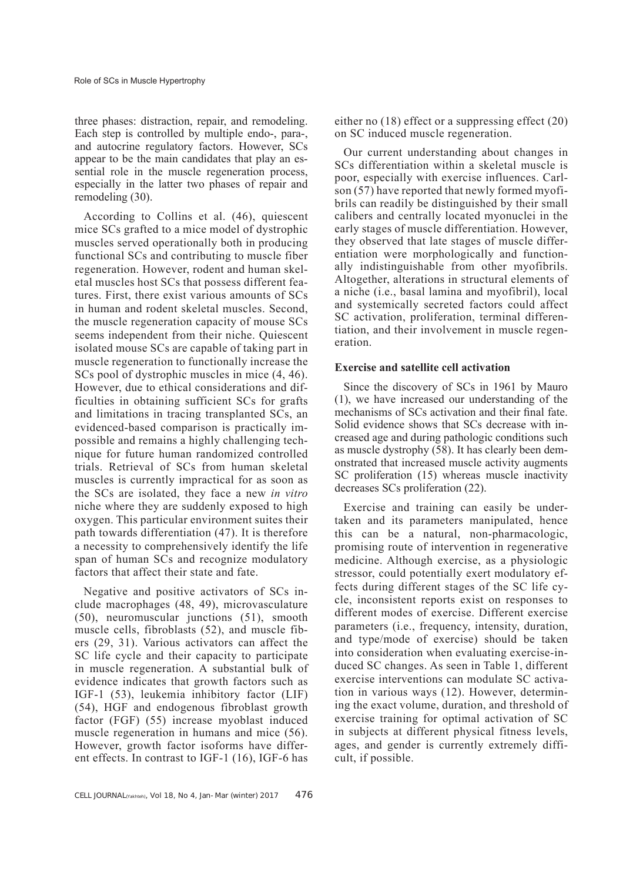three phases: distraction, repair, and remodeling. Each step is controlled by multiple endo-, para-, and autocrine regulatory factors. However, SCs appear to be the main candidates that play an essential role in the muscle regeneration process, especially in the latter two phases of repair and remodeling (30).

According to Collins et al. (46), quiescent mice SCs grafted to a mice model of dystrophic muscles served operationally both in producing functional SCs and contributing to muscle fiber regeneration. However, rodent and human skeletal muscles host SCs that possess different features. First, there exist various amounts of SCs in human and rodent skeletal muscles. Second, the muscle regeneration capacity of mouse SCs seems independent from their niche. Quiescent isolated mouse SCs are capable of taking part in muscle regeneration to functionally increase the SCs pool of dystrophic muscles in mice (4, 46). However, due to ethical considerations and difficulties in obtaining sufficient SCs for grafts and limitations in tracing transplanted SCs, an evidenced-based comparison is practically impossible and remains a highly challenging technique for future human randomized controlled trials. Retrieval of SCs from human skeletal muscles is currently impractical for as soon as the SCs are isolated, they face a new *in vitro* niche where they are suddenly exposed to high oxygen. This particular environment suites their path towards differentiation (47). It is therefore a necessity to comprehensively identify the life span of human SCs and recognize modulatory factors that affect their state and fate.

Negative and positive activators of SCs include macrophages (48, 49), microvasculature (50), neuromuscular junctions (51), smooth muscle cells, fibroblasts (52), and muscle fibers (29, 31). Various activators can affect the SC life cycle and their capacity to participate in muscle regeneration. A substantial bulk of evidence indicates that growth factors such as IGF-1 (53), leukemia inhibitory factor (LIF) (54), HGF and endogenous fibroblast growth factor (FGF) (55) increase myoblast induced muscle regeneration in humans and mice (56). However, growth factor isoforms have different effects. In contrast to IGF-1 (16), IGF-6 has either no (18) effect or a suppressing effect (20) on SC induced muscle regeneration.

Our current understanding about changes in SCs differentiation within a skeletal muscle is poor, especially with exercise influences. Carlson (57) have reported that newly formed myofibrils can readily be distinguished by their small calibers and centrally located myonuclei in the early stages of muscle differentiation. However, they observed that late stages of muscle differentiation were morphologically and functionally indistinguishable from other myofibrils. Altogether, alterations in structural elements of a niche (i.e., basal lamina and myofibril), local and systemically secreted factors could affect SC activation, proliferation, terminal differentiation, and their involvement in muscle regeneration.

### Exercise and satellite cell activation

Since the discovery of SCs in 1961 by Mauro (1), we have increased our understanding of the mechanisms of SCs activation and their final fate. Solid evidence shows that SCs decrease with increased age and during pathologic conditions such as muscle dystrophy (58). It has clearly been demonstrated that increased muscle activity augments SC proliferation (15) whereas muscle inactivity decreases SCs proliferation (22).

Exercise and training can easily be undertaken and its parameters manipulated, hence this can be a natural, non-pharmacologic, promising route of intervention in regenerative medicine. Although exercise, as a physiologic stressor, could potentially exert modulatory effects during different stages of the SC life cycle, inconsistent reports exist on responses to different modes of exercise. Different exercise parameters (i.e., frequency, intensity, duration, and type/mode of exercise) should be taken into consideration when evaluating exercise-induced SC changes. As seen in Table 1, different exercise interventions can modulate SC activation in various ways (12). However, determining the exact volume, duration, and threshold of exercise training for optimal activation of SC in subjects at different physical fitness levels, ages, and gender is currently extremely difficult, if possible.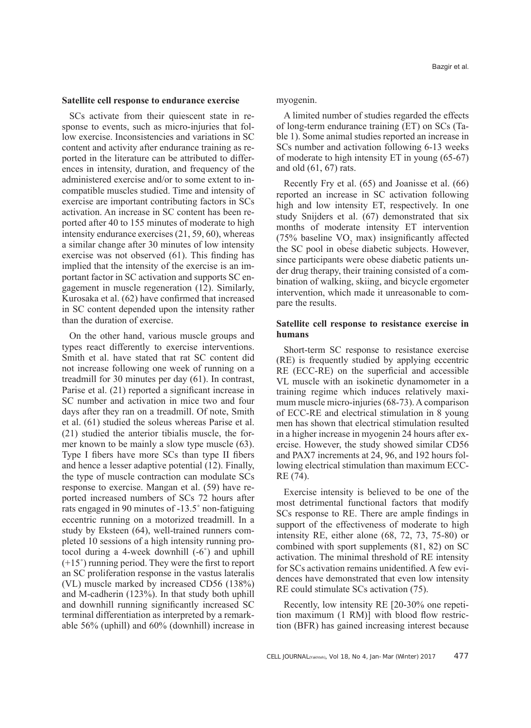## Satellite cell response to endurance exercise

SCs activate from their quiescent state in response to events, such as micro-injuries that follow exercise. Inconsistencies and variations in SC content and activity after endurance training as reported in the literature can be attributed to differences in intensity, duration, and frequency of the administered exercise and/or to some extent to incompatible muscles studied. Time and intensity of exercise are important contributing factors in SCs activation. An increase in SC content has been reported after 40 to 155 minutes of moderate to high intensity endurance exercises (21, 59, 60), whereas a similar change after 30 minutes of low intensity exercise was not observed (61). This finding has implied that the intensity of the exercise is an important factor in SC activation and supports SC engagement in muscle regeneration (12). Similarly, Kurosaka et al. (62) have confirmed that increased in SC content depended upon the intensity rather than the duration of exercise.

On the other hand, various muscle groups and types react differently to exercise interventions. Smith et al. have stated that rat SC content did not increase following one week of running on a treadmill for 30 minutes per day (61). In contrast, Parise et al. (21) reported a significant increase in SC number and activation in mice two and four days after they ran on a treadmill. Of note, Smith et al. (61) studied the soleus whereas Parise et al. (21) studied the anterior tibialis muscle, the former known to be mainly a slow type muscle (63). Type I fibers have more SCs than type II fibers and hence a lesser adaptive potential (12). Finally, the type of muscle contraction can modulate SCs response to exercise. Mangan et al. (59) have reported increased numbers of SCs 72 hours after rats engaged in 90 minutes of -13.5˚ non-fatiguing eccentric running on a motorized treadmill. In a study by Eksteen (64), well-trained runners completed 10 sessions of a high intensity running protocol during a 4-week downhill (-6˚) and uphill (+15˚) running period. They were the first to report an SC proliferation response in the vastus lateralis (VL) muscle marked by increased CD56 (138%) and M-cadherin (123%). In that study both uphill and downhill running significantly increased SC terminal differentiation as interpreted by a remarkable 56% (uphill) and 60% (downhill) increase in myogenin.

A limited number of studies regarded the effects of long-term endurance training (ET) on SCs (Table 1). Some animal studies reported an increase in SCs number and activation following 6-13 weeks of moderate to high intensity ET in young (65-67) and old (61, 67) rats.

Recently Fry et al. (65) and Joanisse et al. (66) reported an increase in SC activation following high and low intensity ET, respectively. In one study Snijders et al. (67) demonstrated that six months of moderate intensity ET intervention (75% baseline $VO_2$ max) insignificantly affected the SC pool in obese diabetic subjects. However, since participants were obese diabetic patients under drug therapy, their training consisted of a combination of walking, skiing, and bicycle ergometer intervention, which made it unreasonable to compare the results.

## Satellite cell response to resistance exercise in humans

Short-term SC response to resistance exercise (RE) is frequently studied by applying eccentric RE (ECC-RE) on the superficial and accessible VL muscle with an isokinetic dynamometer in a training regime which induces relatively maximum muscle micro-injuries (68-73). A comparison of ECC-RE and electrical stimulation in 8 young men has shown that electrical stimulation resulted in a higher increase in myogenin 24 hours after exercise. However, the study showed similar CD56 and PAX7 increments at 24, 96, and 192 hours following electrical stimulation than maximum ECC-RE (74).

Exercise intensity is believed to be one of the most detrimental functional factors that modify SCs response to RE. There are ample findings in support of the effectiveness of moderate to high intensity RE, either alone (68, 72, 73, 75-80) or combined with sport supplements (81, 82) on SC activation. The minimal threshold of RE intensity for SCs activation remains unidentified. A few evidences have demonstrated that even low intensity RE could stimulate SCs activation (75).

Recently, low intensity RE [20-30% one repetition maximum (1 RM)] with blood flow restriction (BFR) has gained increasing interest because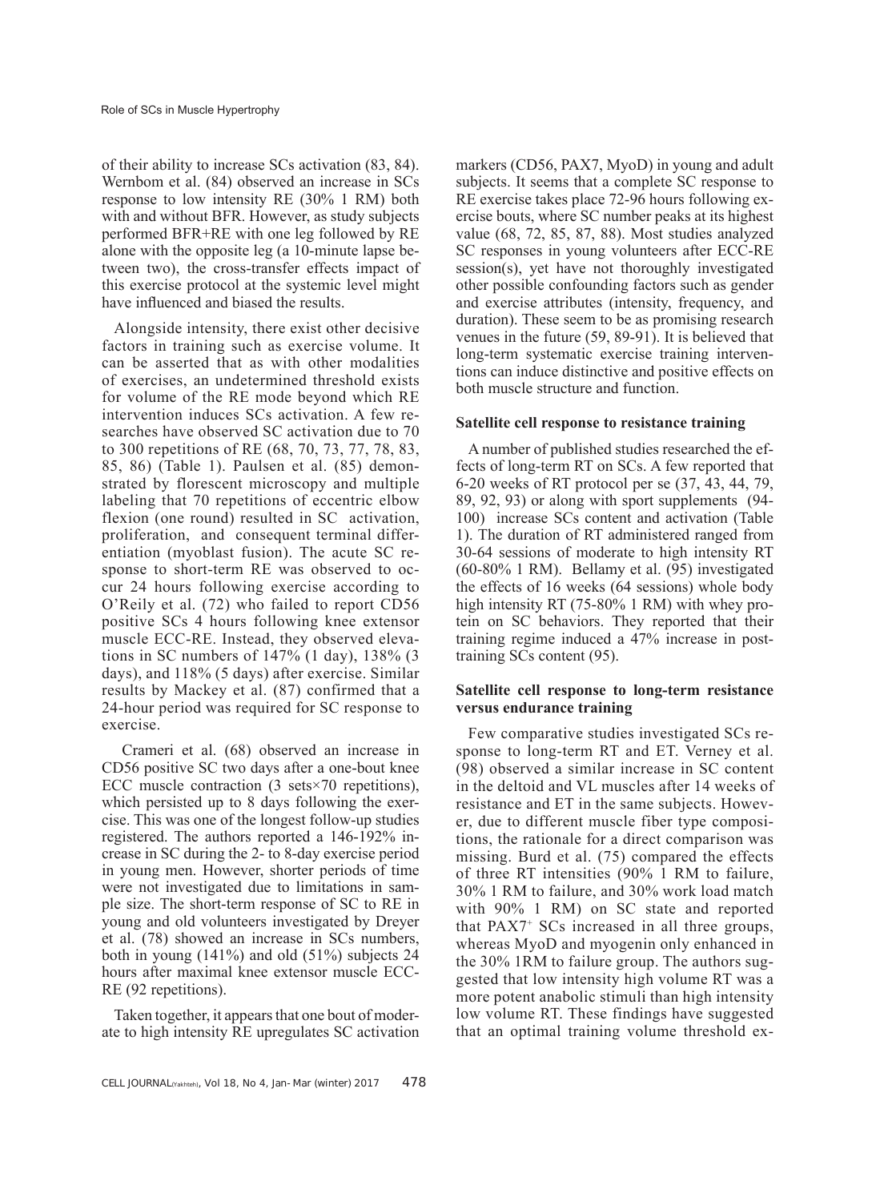of their ability to increase SCs activation (83, 84). Wernbom et al. (84) observed an increase in SCs response to low intensity RE (30% 1 RM) both with and without BFR. However, as study subjects performed BFR+RE with one leg followed by RE alone with the opposite leg (a 10-minute lapse between two), the cross-transfer effects impact of this exercise protocol at the systemic level might have influenced and biased the results.

Alongside intensity, there exist other decisive factors in training such as exercise volume. It can be asserted that as with other modalities of exercises, an undetermined threshold exists for volume of the RE mode beyond which RE intervention induces SCs activation. A few researches have observed SC activation due to 70 to 300 repetitions of RE (68, 70, 73, 77, 78, 83, 85, 86) (Table 1). Paulsen et al. (85) demonstrated by florescent microscopy and multiple labeling that 70 repetitions of eccentric elbow flexion (one round) resulted in SC activation, proliferation, and consequent terminal differentiation (myoblast fusion). The acute SC response to short-term RE was observed to occur 24 hours following exercise according to O'Reily et al. (72) who failed to report CD56 positive SCs 4 hours following knee extensor muscle ECC-RE. Instead, they observed elevations in SC numbers of 147% (1 day), 138% (3 days), and 118% (5 days) after exercise. Similar results by Mackey et al. (87) confirmed that a 24-hour period was required for SC response to exercise.

Crameri et al. (68) observed an increase in CD56 positive SC two days after a one-bout knee ECC muscle contraction (3 sets×70 repetitions), which persisted up to 8 days following the exercise. This was one of the longest follow-up studies registered. The authors reported a 146-192% increase in SC during the 2- to 8-day exercise period in young men. However, shorter periods of time were not investigated due to limitations in sample size. The short-term response of SC to RE in young and old volunteers investigated by Dreyer et al. (78) showed an increase in SCs numbers, both in young (141%) and old (51%) subjects 24 hours after maximal knee extensor muscle ECC-RE (92 repetitions).

Taken together, it appears that one bout of moderate to high intensity RE upregulates SC activation markers (CD56, PAX7, MyoD) in young and adult subjects. It seems that a complete SC response to RE exercise takes place 72-96 hours following exercise bouts, where SC number peaks at its highest value (68, 72, 85, 87, 88). Most studies analyzed SC responses in young volunteers after ECC-RE session(s), yet have not thoroughly investigated other possible confounding factors such as gender and exercise attributes (intensity, frequency, and duration). These seem to be as promising research venues in the future (59, 89-91). It is believed that long-term systematic exercise training interventions can induce distinctive and positive effects on both muscle structure and function.

### Satellite cell response to resistance training

A number of published studies researched the effects of long-term RT on SCs. A few reported that 6-20 weeks of RT protocol per se (37, 43, 44, 79, 89, 92, 93) or along with sport supplements (94-100) increase SCs content and activation (Table 1). The duration of RT administered ranged from 30-64 sessions of moderate to high intensity RT (60-80% 1 RM). Bellamy et al. (95) investigated the effects of 16 weeks (64 sessions) whole body high intensity RT (75-80% 1 RM) with whey protein on SC behaviors. They reported that their training regime induced a 47% increase in post-training SCs content (95).

### Satellite cell response to long-term resistance versus endurance training

Few comparative studies investigated SCs response to long-term RT and ET. Verney et al. (98) observed a similar increase in SC content in the deltoid and VL muscles after 14 weeks of resistance and ET in the same subjects. However, due to different muscle fiber type compositions, the rationale for a direct comparison was missing. Burd et al. (75) compared the effects of three RT intensities (90% 1 RM to failure, 30% 1 RM to failure, and 30% work load match with 90% 1 RM) on SC state and reported that $PAX7^{+}$ SCs increased in all three groups, whereas MyoD and myogenin only enhanced in the 30% 1RM to failure group. The authors suggested that low intensity high volume RT was a more potent anabolic stimuli than high intensity low volume RT. These findings have suggested that an optimal training volume threshold ex-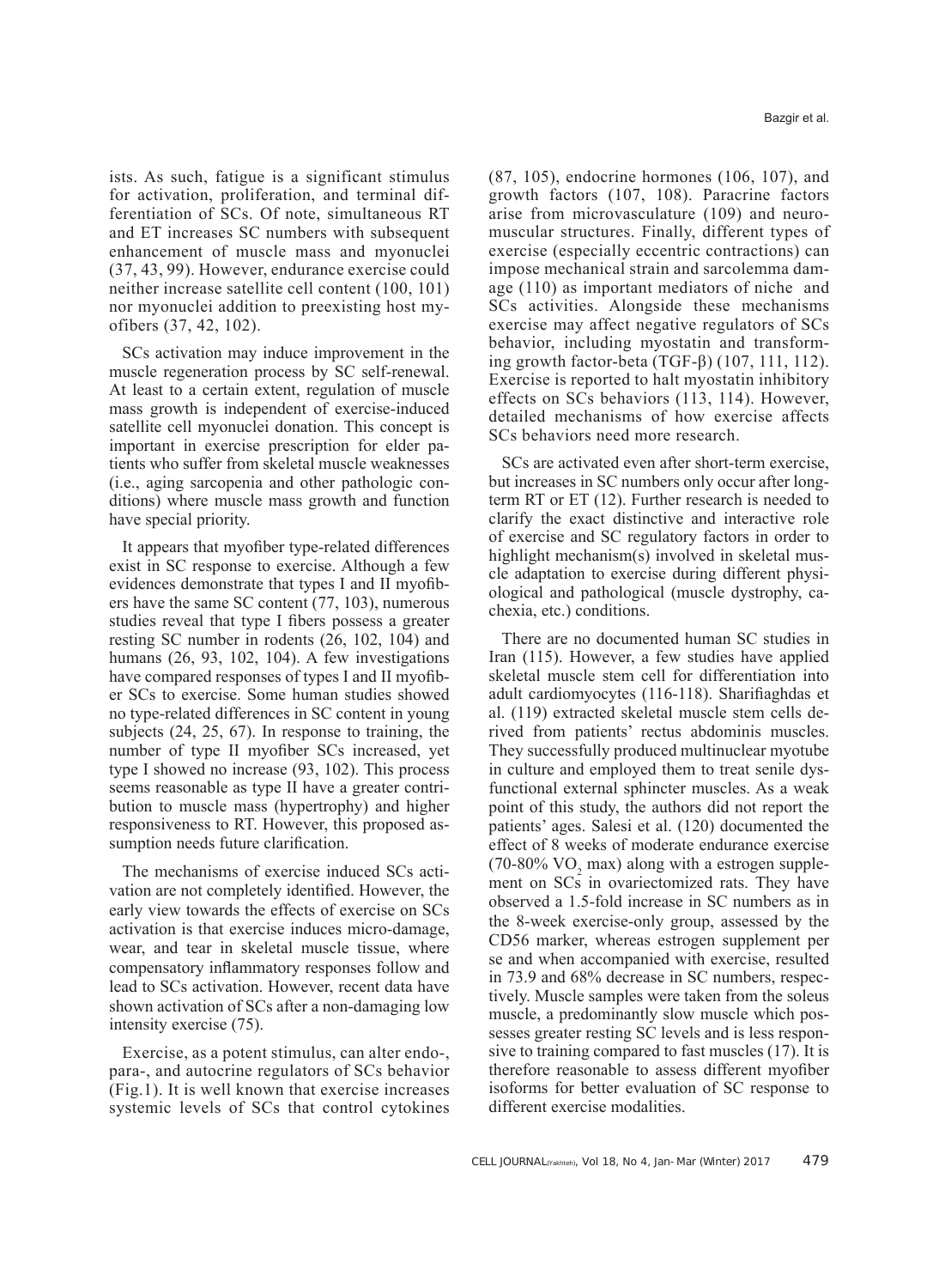ists. As such, fatigue is a significant stimulus for activation, proliferation, and terminal differentiation of SCs. Of note, simultaneous RT and ET increases SC numbers with subsequent enhancement of muscle mass and myonuclei (37, 43, 99). However, endurance exercise could neither increase satellite cell content (100, 101) nor myonuclei addition to preexisting host myofibers (37, 42, 102).

SCs activation may induce improvement in the muscle regeneration process by SC self-renewal. At least to a certain extent, regulation of muscle mass growth is independent of exercise-induced satellite cell myonuclei donation. This concept is important in exercise prescription for elder patients who suffer from skeletal muscle weaknesses (i.e., aging sarcopenia and other pathologic conditions) where muscle mass growth and function have special priority.

It appears that myofiber type-related differences exist in SC response to exercise. Although a few evidences demonstrate that types I and II myofibers have the same SC content (77, 103), numerous studies reveal that type I fibers possess a greater resting SC number in rodents (26, 102, 104) and humans (26, 93, 102, 104). A few investigations have compared responses of types I and II myofiber SCs to exercise. Some human studies showed no type-related differences in SC content in young subjects (24, 25, 67). In response to training, the number of type II myofiber SCs increased, yet type I showed no increase (93, 102). This process seems reasonable as type II have a greater contribution to muscle mass (hypertrophy) and higher responsiveness to RT. However, this proposed assumption needs future clarification.

The mechanisms of exercise induced SCs activation are not completely identified. However, the early view towards the effects of exercise on SCs activation is that exercise induces micro-damage, wear, and tear in skeletal muscle tissue, where compensatory inflammatory responses follow and lead to SCs activation. However, recent data have shown activation of SCs after a non-damaging low intensity exercise (75).

Exercise, as a potent stimulus, can alter endo-, para-, and autocrine regulators of SCs behavior (Fig.1). It is well known that exercise increases systemic levels of SCs that control cytokines (87, 105), endocrine hormones (106, 107), and growth factors (107, 108). Paracrine factors arise from microvasculature (109) and neuromuscular structures. Finally, different types of exercise (especially eccentric contractions) can impose mechanical strain and sarcolemma damage (110) as important mediators of niche and SCs activities. Alongside these mechanisms exercise may affect negative regulators of SCs behavior, including myostatin and transforming growth factor-beta (TGF-β) (107, 111, 112). Exercise is reported to halt myostatin inhibitory effects on SCs behaviors (113, 114). However, detailed mechanisms of how exercise affects SCs behaviors need more research.

SCs are activated even after short-term exercise, but increases in SC numbers only occur after long-term RT or ET (12). Further research is needed to clarify the exact distinctive and interactive role of exercise and SC regulatory factors in order to highlight mechanism(s) involved in skeletal muscle adaptation to exercise during different physiological and pathological (muscle dystrophy, cachexia, etc.) conditions.

There are no documented human SC studies in Iran (115). However, a few studies have applied skeletal muscle stem cell for differentiation into adult cardiomyocytes (116-118). Sharifiaghdas et al. (119) extracted skeletal muscle stem cells derived from patients' rectus abdominis muscles. They successfully produced multinuclear myotube in culture and employed them to treat senile dysfunctional external sphincter muscles. As a weak point of this study, the authors did not report the patients' ages. Salesi et al. (120) documented the effect of 8 weeks of moderate endurance exercise (70-80% $VO_2$ max) along with a estrogen supplement on SCs in ovariectomized rats. They have observed a 1.5-fold increase in SC numbers as in the 8-week exercise-only group, assessed by the CD56 marker, whereas estrogen supplement per se and when accompanied with exercise, resulted in 73.9 and 68% decrease in SC numbers, respectively. Muscle samples were taken from the soleus muscle, a predominantly slow muscle which possesses greater resting SC levels and is less responsive to training compared to fast muscles (17). It is therefore reasonable to assess different myofiber isoforms for better evaluation of SC response to different exercise modalities.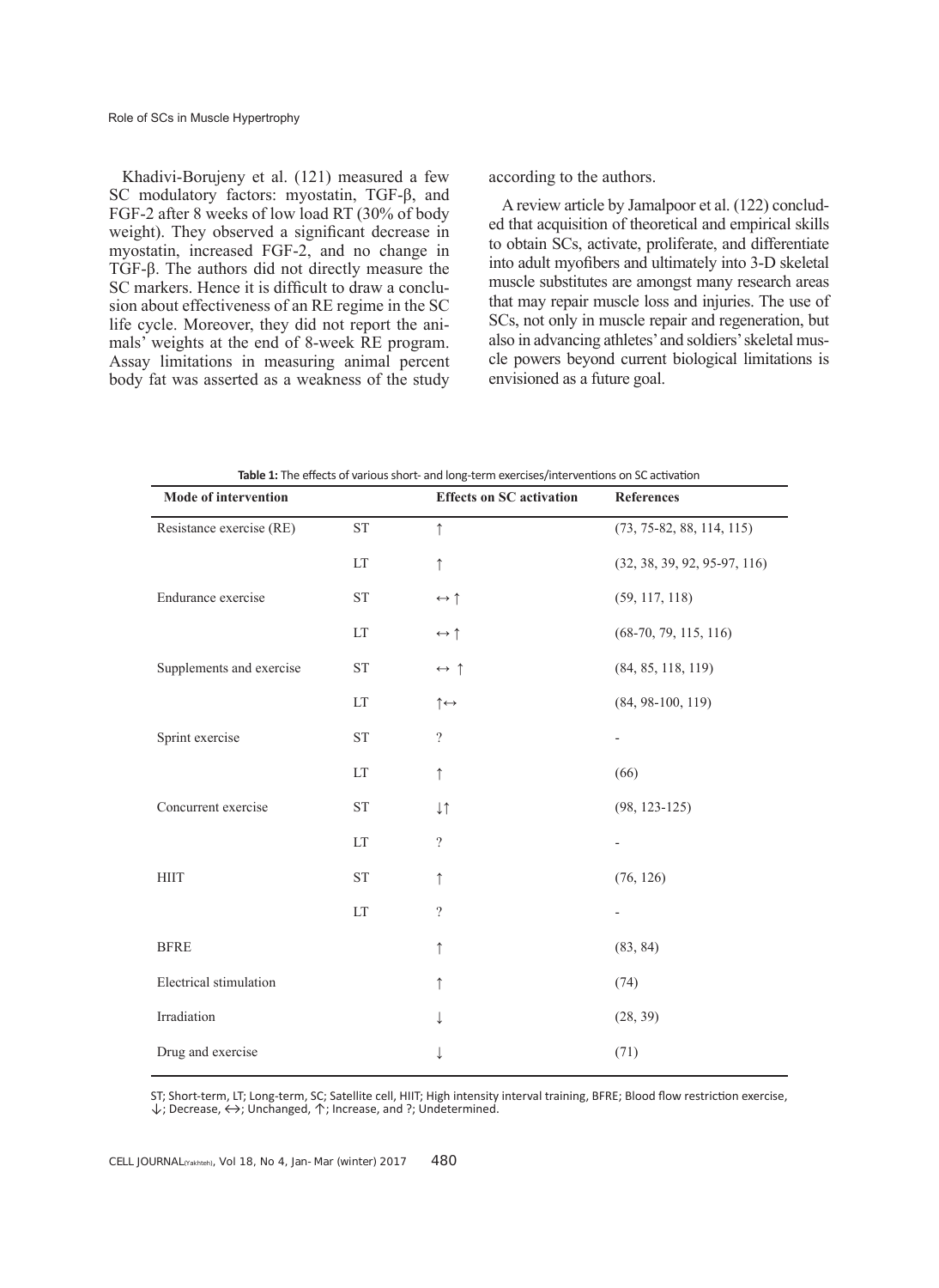Khadivi-Borujeny et al. (121) measured a few SC modulatory factors: myostatin, TGF-β, and FGF-2 after 8 weeks of low load RT (30% of body weight). They observed a significant decrease in myostatin, increased FGF-2, and no change in TGF-β. The authors did not directly measure the SC markers. Hence it is difficult to draw a conclusion about effectiveness of an RE regime in the SC life cycle. Moreover, they did not report the animals' weights at the end of 8-week RE program. Assay limitations in measuring animal percent body fat was asserted as a weakness of the study according to the authors.

A review article by Jamalpoor et al. (122) concluded that acquisition of theoretical and empirical skills to obtain SCs, activate, proliferate, and differentiate into adult myofibers and ultimately into 3-D skeletal muscle substitutes are amongst many research areas that may repair muscle loss and injuries. The use of SCs, not only in muscle repair and regeneration, but also in advancing athletes' and soldiers' skeletal muscle powers beyond current biological limitations is envisioned as a future goal.

**Table 1:** The effects of various short- and long-term exercises/interventions on SC activation

| Mode of intervention | | Effects on SC activation | References |
|---|---|---|---|
| Resistance exercise (RE) | ST | ↑ | (73, 75-82, 88, 114, 115) |
| | LT | ↑ | (32, 38, 39, 92, 95-97, 116) |
| Endurance exercise | ST | ↔ ↑ | (59, 117, 118) |
| | LT | ↔ ↑ | (68-70, 79, 115, 116) |
| Supplements and exercise | ST | ↔ ↑ | (84, 85, 118, 119) |
| | LT | ↑↔ | (84, 98-100, 119) |
| Sprint exercise | ST | ? | - |
| | LT | ↑ | (66) |
| Concurrent exercise | ST | ↓↑ | (98, 123-125) |
| | LT | ? | - |
| HIIT | ST | ↑ | (76, 126) |
| | LT | ? | - |
| BFRE | | ↑ | (83, 84) |
| Electrical stimulation | | ↑ | (74) |
| Irradiation | | ↓ | (28, 39) |
| Drug and exercise | | ↓ | (71) |

ST; Short-term, LT; Long-term, SC; Satellite cell, HIIT; High intensity interval training, BFRE; Blood flow restriction exercise, ↓; Decrease, ↔; Unchanged, ↑; Increase, and ?; Undetermined.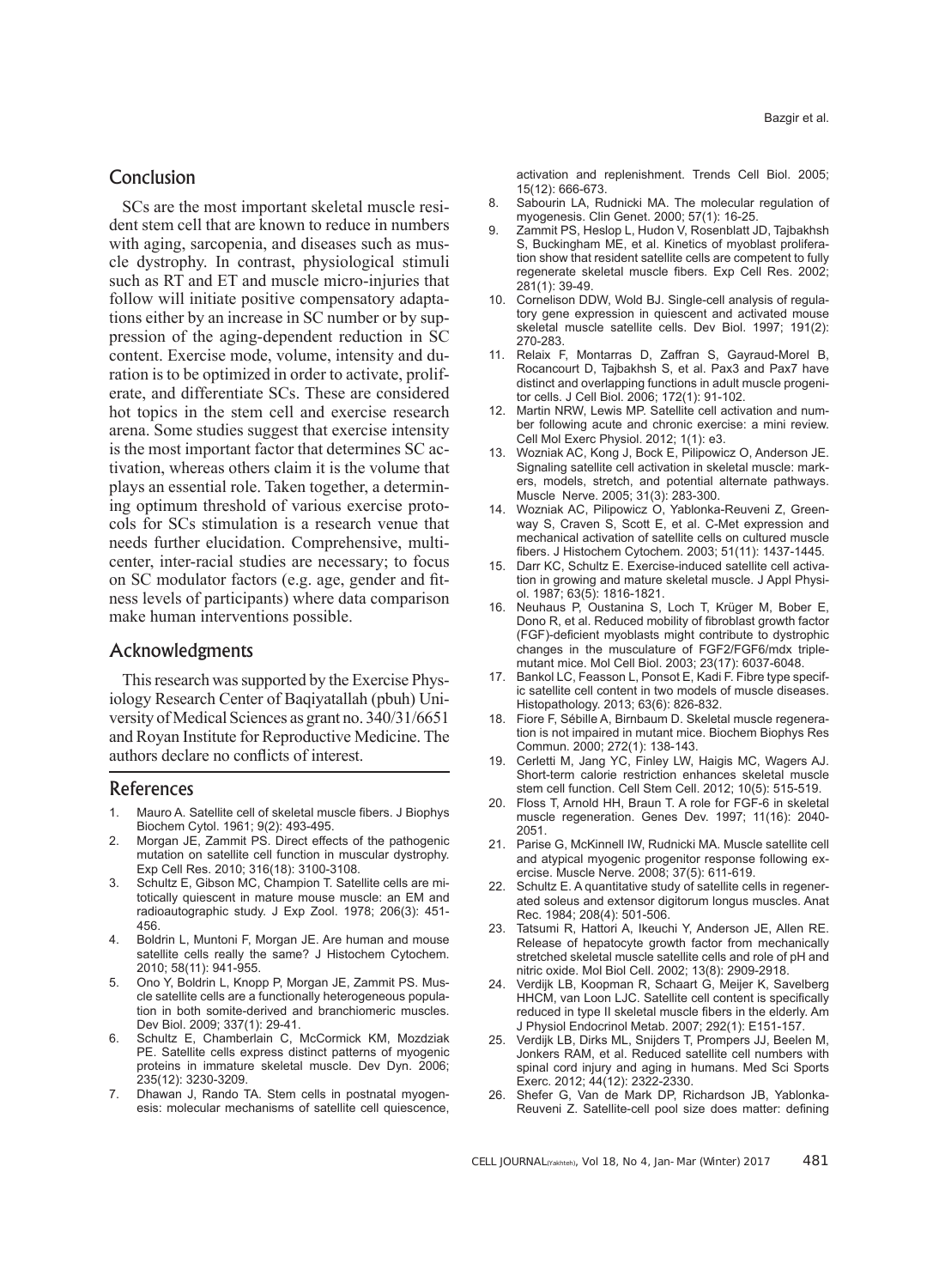## Conclusion

SCs are the most important skeletal muscle resident stem cell that are known to reduce in numbers with aging, sarcopenia, and diseases such as muscle dystrophy. In contrast, physiological stimuli such as RT and ET and muscle micro-injuries that follow will initiate positive compensatory adaptations either by an increase in SC number or by suppression of the aging-dependent reduction in SC content. Exercise mode, volume, intensity and duration is to be optimized in order to activate, proliferate, and differentiate SCs. These are considered hot topics in the stem cell and exercise research arena. Some studies suggest that exercise intensity is the most important factor that determines SC activation, whereas others claim it is the volume that plays an essential role. Taken together, a determining optimum threshold of various exercise protocols for SCs stimulation is a research venue that needs further elucidation. Comprehensive, multi-center, inter-racial studies are necessary; to focus on SC modulator factors (e.g. age, gender and fitness levels of participants) where data comparison make human interventions possible.

## Acknowledgments

This research was supported by the Exercise Physiology Research Center of Baqiyatallah (pbuh) University of Medical Sciences as grant no. 340/31/6651 and Royan Institute for Reproductive Medicine. The authors declare no conflicts of interest.

## References

1. Mauro A. Satellite cell of skeletal muscle fibers. J Biophys Biochem Cytol. 1961; 9(2): 493-495.
2. Morgan JE, Zammit PS. Direct effects of the pathogenic mutation on satellite cell function in muscular dystrophy. Exp Cell Res. 2010; 316(18): 3100-3108.
3. Schultz E, Gibson MC, Champion T. Satellite cells are mitotically quiescent in mature mouse muscle: an EM and radioautographic study. J Exp Zool. 1978; 206(3): 451-456.
4. Boldrin L, Muntoni F, Morgan JE. Are human and mouse satellite cells really the same? J Histochem Cytochem. 2010; 58(11): 941-955.
5. Ono Y, Boldrin L, Knopp P, Morgan JE, Zammit PS. Muscle satellite cells are a functionally heterogeneous population in both somite-derived and branchiomeric muscles. Dev Biol. 2009; 337(1): 29-41.
6. Schultz E, Chamberlain C, McCormick KM, Mozdziak PE. Satellite cells express distinct patterns of myogenic proteins in immature skeletal muscle. Dev Dyn. 2006; 235(12): 3230-3209.
7. Dhawan J, Rando TA. Stem cells in postnatal myogenesis: molecular mechanisms of satellite cell quiescence, activation and replenishment. Trends Cell Biol. 2005; 15(12): 666-673.
8. Sabourin LA, Rudnicki MA. The molecular regulation of myogenesis. Clin Genet. 2000; 57(1): 16-25.
9. Zammit PS, Heslop L, Hudon V, Rosenblatt JD, Tajbakhsh S, Buckingham ME, et al. Kinetics of myoblast proliferation show that resident satellite cells are competent to fully regenerate skeletal muscle fibers. Exp Cell Res. 2002; 281(1): 39-49.
10. Cornelison DDW, Wold BJ. Single-cell analysis of regulatory gene expression in quiescent and activated mouse skeletal muscle satellite cells. Dev Biol. 1997; 191(2): 270-283.
11. Relaix F, Montarras D, Zaffran S, Gayraud-Morel B, Rocancourt D, Tajbakhsh S, et al. Pax3 and Pax7 have distinct and overlapping functions in adult muscle progenitor cells. J Cell Biol. 2006; 172(1): 91-102.
12. Martin NRW, Lewis MP. Satellite cell activation and number following acute and chronic exercise: a mini review. Cell Mol Exerc Physiol. 2012; 1(1): e3.
13. Wozniak AC, Kong J, Bock E, Pilipowicz O, Anderson JE. Signaling satellite cell activation in skeletal muscle: markers, models, stretch, and potential alternate pathways. Muscle Nerve. 2005; 31(3): 283-300.
14. Wozniak AC, Pilipowicz O, Yablonka-Reuveni Z, Greenway S, Craven S, Scott E, et al. C-Met expression and mechanical activation of satellite cells on cultured muscle fibers. J Histochem Cytochem. 2003; 51(11): 1437-1445.
15. Darr KC, Schultz E. Exercise-induced satellite cell activation in growing and mature skeletal muscle. J Appl Physiol. 1987; 63(5): 1816-1821.
16. Neuhaus P, Oustanina S, Loch T, Krüger M, Bober E, Dono R, et al. Reduced mobility of fibroblast growth factor (FGF)-deficient myoblasts might contribute to dystrophic changes in the musculature of FGF2/FGF6/mdx triple-mutant mice. Mol Cell Biol. 2003; 23(17): 6037-6048.
17. Bankol LC, Feasson L, Ponsot E, Kadi F. Fibre type specific satellite cell content in two models of muscle diseases. Histopathology. 2013; 63(6): 826-832.
18. Fiore F, Sébille A, Birnbaum D. Skeletal muscle regeneration is not impaired in mutant mice. Biochem Biophys Res Commun. 2000; 272(1): 138-143.
19. Cerletti M, Jang YC, Finley LW, Haigis MC, Wagers AJ. Short-term calorie restriction enhances skeletal muscle stem cell function. Cell Stem Cell. 2012; 10(5): 515-519.
20. Floss T, Arnold HH, Braun T. A role for FGF-6 in skeletal muscle regeneration. Genes Dev. 1997; 11(16): 2040-2051.
21. Parise G, McKinnell IW, Rudnicki MA. Muscle satellite cell and atypical myogenic progenitor response following exercise. Muscle Nerve. 2008; 37(5): 611-619.
22. Schultz E. A quantitative study of satellite cells in regenerated soleus and extensor digitorum longus muscles. Anat Rec. 1984; 208(4): 501-506.
23. Tatsumi R, Hattori A, Ikeuchi Y, Anderson JE, Allen RE. Release of hepatocyte growth factor from mechanically stretched skeletal muscle satellite cells and role of pH and nitric oxide. Mol Biol Cell. 2002; 13(8): 2909-2918.
24. Verdijk LB, Koopman R, Schaart G, Meijer K, Savelberg HHCM, van Loon LJC. Satellite cell content is specifically reduced in type II skeletal muscle fibers in the elderly. Am J Physiol Endocrinol Metab. 2007; 292(1): E151-157.
25. Verdijk LB, Dirks ML, Snijders T, Prompers JJ, Beelen M, Jonkers RAM, et al. Reduced satellite cell numbers with spinal cord injury and aging in humans. Med Sci Sports Exerc. 2012; 44(12): 2322-2330.
26. Shefer G, Van de Mark DP, Richardson JB, Yablonka-Reuveni Z. Satellite-cell pool size does matter: defining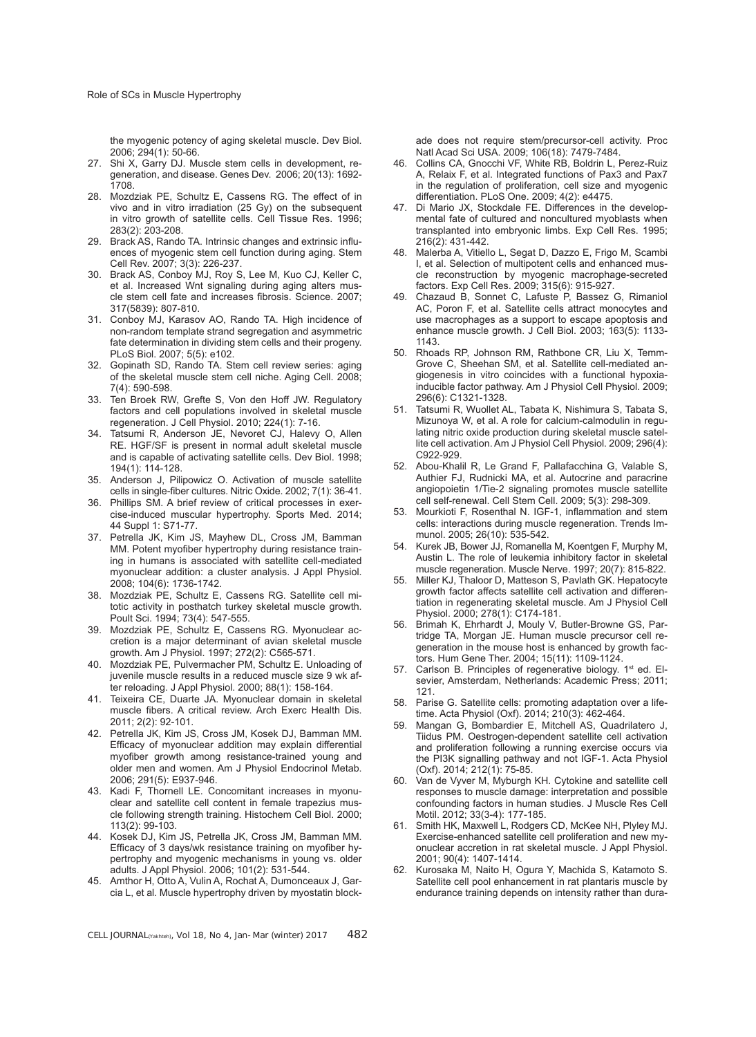the myogenic potency of aging skeletal muscle. Dev Biol. 2006; 294(1): 50-66.

27. Shi X, Garry DJ. Muscle stem cells in development, regeneration, and disease. Genes Dev. 2006; 20(13): 1692-1708.
28. Mozdziak PE, Schultz E, Cassens RG. The effect of in vivo and in vitro irradiation (25 Gy) on the subsequent in vitro growth of satellite cells. Cell Tissue Res. 1996; 283(2): 203-208.
29. Brack AS, Rando TA. Intrinsic changes and extrinsic influences of myogenic stem cell function during aging. Stem Cell Rev. 2007; 3(3): 226-237.
30. Brack AS, Conboy MJ, Roy S, Lee M, Kuo CJ, Keller C, et al. Increased Wnt signaling during aging alters muscle stem cell fate and increases fibrosis. Science. 2007; 317(5839): 807-810.
31. Conboy MJ, Karasov AO, Rando TA. High incidence of non-random template strand segregation and asymmetric fate determination in dividing stem cells and their progeny. PLoS Biol. 2007; 5(5): e102.
32. Gopinath SD, Rando TA. Stem cell review series: aging of the skeletal muscle stem cell niche. Aging Cell. 2008; 7(4): 590-598.
33. Ten Broek RW, Grefte S, Von den Hoff JW. Regulatory factors and cell populations involved in skeletal muscle regeneration. J Cell Physiol. 2010; 224(1): 7-16.
34. Tatsumi R, Anderson JE, Nevoret CJ, Halevy O, Allen RE. HGF/SF is present in normal adult skeletal muscle and is capable of activating satellite cells. Dev Biol. 1998; 194(1): 114-128.
35. Anderson J, Pilipowicz O. Activation of muscle satellite cells in single-fiber cultures. Nitric Oxide. 2002; 7(1): 36-41.
36. Phillips SM. A brief review of critical processes in exercise-induced muscular hypertrophy. Sports Med. 2014; 44 Suppl 1: S71-77.
37. Petrella JK, Kim JS, Mayhew DL, Cross JM, Bamman MM. Potent myofiber hypertrophy during resistance training in humans is associated with satellite cell-mediated myonuclear addition: a cluster analysis. J Appl Physiol. 2008; 104(6): 1736-1742.
38. Mozdziak PE, Schultz E, Cassens RG. Satellite cell mitotic activity in posthatch turkey skeletal muscle growth. Poult Sci. 1994; 73(4): 547-555.
39. Mozdziak PE, Schultz E, Cassens RG. Myonuclear accretion is a major determinant of avian skeletal muscle growth. Am J Physiol. 1997; 272(2): C565-571.
40. Mozdziak PE, Pulvermacher PM, Schultz E. Unloading of juvenile muscle results in a reduced muscle size 9 wk after reloading. J Appl Physiol. 2000; 88(1): 158-164.
41. Teixeira CE, Duarte JA. Myonuclear domain in skeletal muscle fibers. A critical review. Arch Exerc Health Dis. 2011; 2(2): 92-101.
42. Petrella JK, Kim JS, Cross JM, Kosek DJ, Bamman MM. Efficacy of myonuclear addition may explain differential myofiber growth among resistance-trained young and older men and women. Am J Physiol Endocrinol Metab. 2006; 291(5): E937-946.
43. Kadi F, Thornell LE. Concomitant increases in myonuclear and satellite cell content in female trapezius muscle following strength training. Histochem Cell Biol. 2000; 113(2): 99-103.
44. Kosek DJ, Kim JS, Petrella JK, Cross JM, Bamman MM. Efficacy of 3 days/wk resistance training on myofiber hypertrophy and myogenic mechanisms in young vs. older adults. J Appl Physiol. 2006; 101(2): 531-544.
45. Amthor H, Otto A, Vulin A, Rochat A, Dumonceaux J, Garcia L, et al. Muscle hypertrophy driven by myostatin blockade does not require stem/precursor-cell activity. Proc Natl Acad Sci USA. 2009; 106(18): 7479-7484.
46. Collins CA, Gnocchi VF, White RB, Boldrin L, Perez-Ruiz A, Relaix F, et al. Integrated functions of Pax3 and Pax7 in the regulation of proliferation, cell size and myogenic differentiation. PLoS One. 2009; 4(2): e4475.
47. Di Mario JX, Stockdale FE. Differences in the developmental fate of cultured and noncultured myoblasts when transplanted into embryonic limbs. Exp Cell Res. 1995; 216(2): 431-442.
48. Malerba A, Vitiello L, Segat D, Dazzo E, Frigo M, Scambi I, et al. Selection of multipotent cells and enhanced muscle reconstruction by myogenic macrophage-secreted factors. Exp Cell Res. 2009; 315(6): 915-927.
49. Chazaud B, Sonnet C, Lafuste P, Bassez G, Rimaniol AC, Poron F, et al. Satellite cells attract monocytes and use macrophages as a support to escape apoptosis and enhance muscle growth. J Cell Biol. 2003; 163(5): 1133-1143.
50. Rhoads RP, Johnson RM, Rathbone CR, Liu X, Temm-Grove C, Sheehan SM, et al. Satellite cell-mediated angiogenesis in vitro coincides with a functional hypoxia-inducible factor pathway. Am J Physiol Cell Physiol. 2009; 296(6): C1321-1328.
51. Tatsumi R, Wuollet AL, Tabata K, Nishimura S, Tabata S, Mizunoya W, et al. A role for calcium-calmodulin in regulating nitric oxide production during skeletal muscle satellite cell activation. Am J Physiol Cell Physiol. 2009; 296(4): C922-929.
52. Abou-Khalil R, Le Grand F, Pallafacchina G, Valable S, Authier FJ, Rudnicki MA, et al. Autocrine and paracrine angiopoietin 1/Tie-2 signaling promotes muscle satellite cell self-renewal. Cell Stem Cell. 2009; 5(3): 298-309.
53. Mourkioti F, Rosenthal N. IGF-1, inflammation and stem cells: interactions during muscle regeneration. Trends Immunol. 2005; 26(10): 535-542.
54. Kurek JB, Bower JJ, Romanella M, Koentgen F, Murphy M, Austin L. The role of leukemia inhibitory factor in skeletal muscle regeneration. Muscle Nerve. 1997; 20(7): 815-822.
55. Miller KJ, Thaloor D, Matteson S, Pavlath GK. Hepatocyte growth factor affects satellite cell activation and differentiation in regenerating skeletal muscle. Am J Physiol Cell Physiol. 2000; 278(1): C174-181.
56. Brimah K, Ehrhardt J, Mouly V, Butler-Browne GS, Partridge TA, Morgan JE. Human muscle precursor cell regeneration in the mouse host is enhanced by growth factors. Hum Gene Ther. 2004; 15(11): 1109-1124.
57. Carlson B. Principles of regenerative biology. 1st ed. Elsevier, Amsterdam, Netherlands: Academic Press; 2011; 121.
58. Parise G. Satellite cells: promoting adaptation over a lifetime. Acta Physiol (Oxf). 2014; 210(3): 462-464.
59. Mangan G, Bombardier E, Mitchell AS, Quadrilatero J, Tiidus PM. Oestrogen-dependent satellite cell activation and proliferation following a running exercise occurs via the PI3K signalling pathway and not IGF-1. Acta Physiol (Oxf). 2014; 212(1): 75-85.
60. Van de Vyver M, Myburgh KH. Cytokine and satellite cell responses to muscle damage: interpretation and possible confounding factors in human studies. J Muscle Res Cell Motil. 2012; 33(3-4): 177-185.
61. Smith HK, Maxwell L, Rodgers CD, McKee NH, Plyley MJ. Exercise-enhanced satellite cell proliferation and new myonuclear accretion in rat skeletal muscle. J Appl Physiol. 2001; 90(4): 1407-1414.
62. Kurosaka M, Naito H, Ogura Y, Machida S, Katamoto S. Satellite cell pool enhancement in rat plantaris muscle by endurance training depends on intensity rather than dura-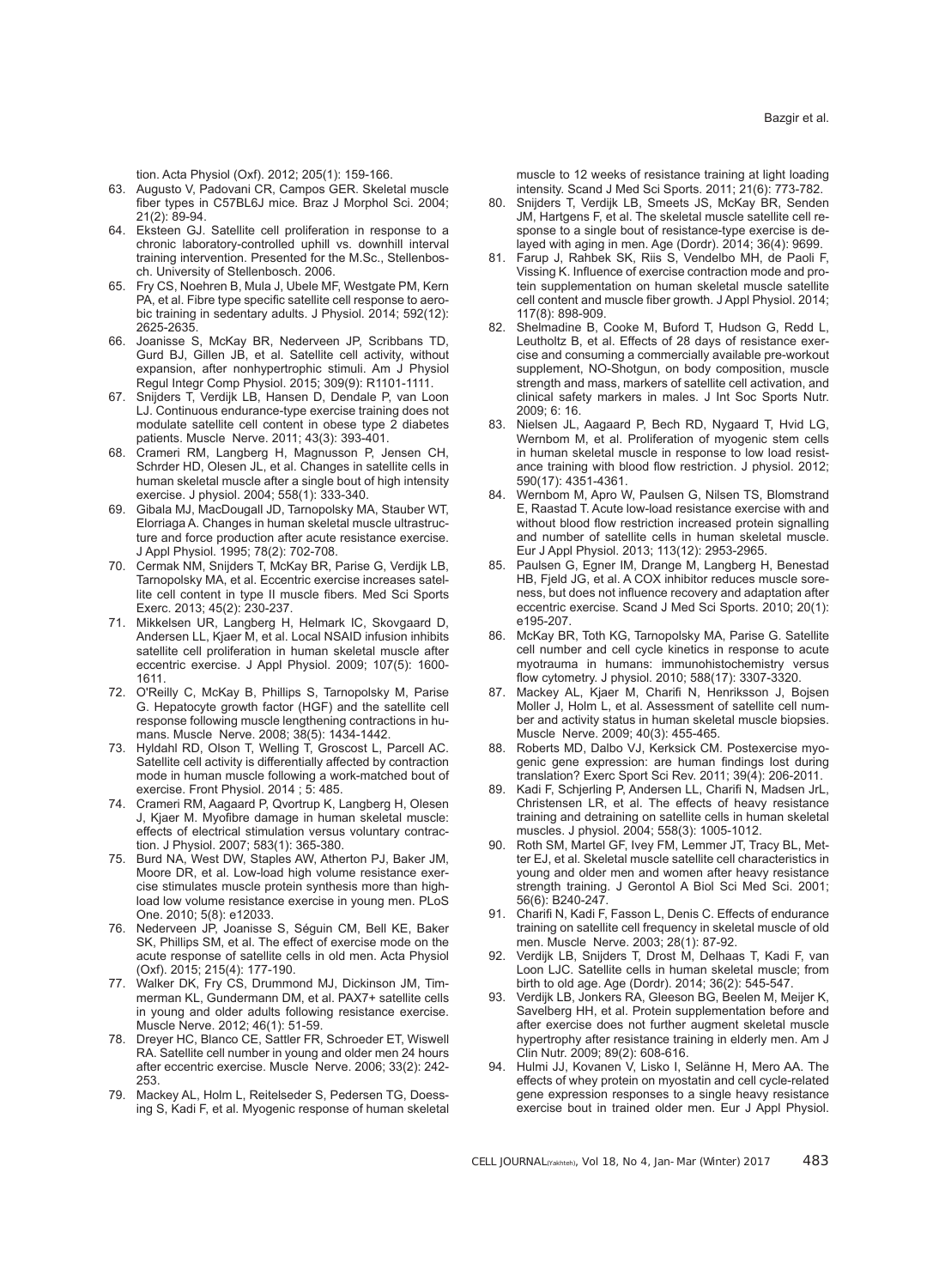tion. Acta Physiol (Oxf). 2012; 205(1): 159-166.

63. Augusto V, Padovani CR, Campos GER. Skeletal muscle fiber types in C57BL6J mice. Braz J Morphol Sci. 2004; 21(2): 89-94.
64. Eksteen GJ. Satellite cell proliferation in response to a chronic laboratory-controlled uphill vs. downhill interval training intervention. Presented for the M.Sc., Stellenbosch. University of Stellenbosch. 2006.
65. Fry CS, Noehren B, Mula J, Ubele MF, Westgate PM, Kern PA, et al. Fibre type specific satellite cell response to aerobic training in sedentary adults. J Physiol. 2014; 592(12): 2625-2635.
66. Joanisse S, McKay BR, Nederveen JP, Scribbans TD, Gurd BJ, Gillen JB, et al. Satellite cell activity, without expansion, after nonhypertrophic stimuli. Am J Physiol Regul Integr Comp Physiol. 2015; 309(9): R1101-1111.
67. Snijders T, Verdijk LB, Hansen D, Dendale P, van Loon LJ. Continuous endurance-type exercise training does not modulate satellite cell content in obese type 2 diabetes patients. Muscle Nerve. 2011; 43(3): 393-401.
68. Crameri RM, Langberg H, Magnusson P, Jensen CH, Schrder HD, Olesen JL, et al. Changes in satellite cells in human skeletal muscle after a single bout of high intensity exercise. J physiol. 2004; 558(1): 333-340.
69. Gibala MJ, MacDougall JD, Tarnopolsky MA, Stauber WT, Elorriaga A. Changes in human skeletal muscle ultrastructure and force production after acute resistance exercise. J Appl Physiol. 1995; 78(2): 702-708.
70. Cermak NM, Snijders T, McKay BR, Parise G, Verdijk LB, Tarnopolsky MA, et al. Eccentric exercise increases satellite cell content in type II muscle fibers. Med Sci Sports Exerc. 2013; 45(2): 230-237.
71. Mikkelsen UR, Langberg H, Helmark IC, Skovgaard D, Andersen LL, Kjaer M, et al. Local NSAID infusion inhibits satellite cell proliferation in human skeletal muscle after eccentric exercise. J Appl Physiol. 2009; 107(5): 1600-1611.
72. O'Reilly C, McKay B, Phillips S, Tarnopolsky M, Parise G. Hepatocyte growth factor (HGF) and the satellite cell response following muscle lengthening contractions in humans. Muscle Nerve. 2008; 38(5): 1434-1442.
73. Hyldahl RD, Olson T, Welling T, Groscost L, Parcell AC. Satellite cell activity is differentially affected by contraction mode in human muscle following a work-matched bout of exercise. Front Physiol. 2014 ; 5: 485.
74. Crameri RM, Aagaard P, Qvortrup K, Langberg H, Olesen J, Kjaer M. Myofibre damage in human skeletal muscle: effects of electrical stimulation versus voluntary contraction. J Physiol. 2007; 583(1): 365-380.
75. Burd NA, West DW, Staples AW, Atherton PJ, Baker JM, Moore DR, et al. Low-load high volume resistance exercise stimulates muscle protein synthesis more than high-load low volume resistance exercise in young men. PLoS One. 2010; 5(8): e12033.
76. Nederveen JP, Joanisse S, Séguin CM, Bell KE, Baker SK, Phillips SM, et al. The effect of exercise mode on the acute response of satellite cells in old men. Acta Physiol (Oxf). 2015; 215(4): 177-190.
77. Walker DK, Fry CS, Drummond MJ, Dickinson JM, Timmerman KL, Gundermann DM, et al. PAX7+ satellite cells in young and older adults following resistance exercise. Muscle Nerve. 2012; 46(1): 51-59.
78. Dreyer HC, Blanco CE, Sattler FR, Schroeder ET, Wiswell RA. Satellite cell number in young and older men 24 hours after eccentric exercise. Muscle Nerve. 2006; 33(2): 242-253.
79. Mackey AL, Holm L, Reitelseder S, Pedersen TG, Doessing S, Kadi F, et al. Myogenic response of human skeletal muscle to 12 weeks of resistance training at light loading intensity. Scand J Med Sci Sports. 2011; 21(6): 773-782.
80. Snijders T, Verdijk LB, Smeets JS, McKay BR, Senden JM, Hartgens F, et al. The skeletal muscle satellite cell response to a single bout of resistance-type exercise is delayed with aging in men. Age (Dordr). 2014; 36(4): 9699.
81. Farup J, Rahbek SK, Riis S, Vendelbo MH, de Paoli F, Vissing K. Influence of exercise contraction mode and protein supplementation on human skeletal muscle satellite cell content and muscle fiber growth. J Appl Physiol. 2014; 117(8): 898-909.
82. Shelmadine B, Cooke M, Buford T, Hudson G, Redd L, Leutholtz B, et al. Effects of 28 days of resistance exercise and consuming a commercially available pre-workout supplement, NO-Shotgun, on body composition, muscle strength and mass, markers of satellite cell activation, and clinical safety markers in males. J Int Soc Sports Nutr. 2009; 6: 16.
83. Nielsen JL, Aagaard P, Bech RD, Nygaard T, Hvid LG, Wernbom M, et al. Proliferation of myogenic stem cells in human skeletal muscle in response to low load resistance training with blood flow restriction. J physiol. 2012; 590(17): 4351-4361.
84. Wernbom M, Apro W, Paulsen G, Nilsen TS, Blomstrand E, Raastad T. Acute low-load resistance exercise with and without blood flow restriction increased protein signalling and number of satellite cells in human skeletal muscle. Eur J Appl Physiol. 2013; 113(12): 2953-2965.
85. Paulsen G, Egner IM, Drange M, Langberg H, Benestad HB, Fjeld JG, et al. A COX inhibitor reduces muscle soreness, but does not influence recovery and adaptation after eccentric exercise. Scand J Med Sci Sports. 2010; 20(1): e195-207.
86. McKay BR, Toth KG, Tarnopolsky MA, Parise G. Satellite cell number and cell cycle kinetics in response to acute myotrauma in humans: immunohistochemistry versus flow cytometry. J physiol. 2010; 588(17): 3307-3320.
87. Mackey AL, Kjaer M, Charifi N, Henriksson J, Bojsen Moller J, Holm L, et al. Assessment of satellite cell number and activity status in human skeletal muscle biopsies. Muscle Nerve. 2009; 40(3): 455-465.
88. Roberts MD, Dalbo VJ, Kerksick CM. Postexercise myogenic gene expression: are human findings lost during translation? Exerc Sport Sci Rev. 2011; 39(4): 206-2011.
89. Kadi F, Schjerling P, Andersen LL, Charifi N, Madsen JrL, Christensen LR, et al. The effects of heavy resistance training and detraining on satellite cells in human skeletal muscles. J physiol. 2004; 558(3): 1005-1012.
90. Roth SM, Martel GF, Ivey FM, Lemmer JT, Tracy BL, Metter EJ, et al. Skeletal muscle satellite cell characteristics in young and older men and women after heavy resistance strength training. J Gerontol A Biol Sci Med Sci. 2001; 56(6): B240-247.
91. Charifi N, Kadi F, Fasson L, Denis C. Effects of endurance training on satellite cell frequency in skeletal muscle of old men. Muscle Nerve. 2003; 28(1): 87-92.
92. Verdijk LB, Snijders T, Drost M, Delhaas T, Kadi F, van Loon LJC. Satellite cells in human skeletal muscle; from birth to old age. Age (Dordr). 2014; 36(2): 545-547.
93. Verdijk LB, Jonkers RA, Gleeson BG, Beelen M, Meijer K, Savelberg HH, et al. Protein supplementation before and after exercise does not further augment skeletal muscle hypertrophy after resistance training in elderly men. Am J Clin Nutr. 2009; 89(2): 608-616.
94. Hulmi JJ, Kovanen V, Lisko I, Selänne H, Mero AA. The effects of whey protein on myostatin and cell cycle-related gene expression responses to a single heavy resistance exercise bout in trained older men. Eur J Appl Physiol.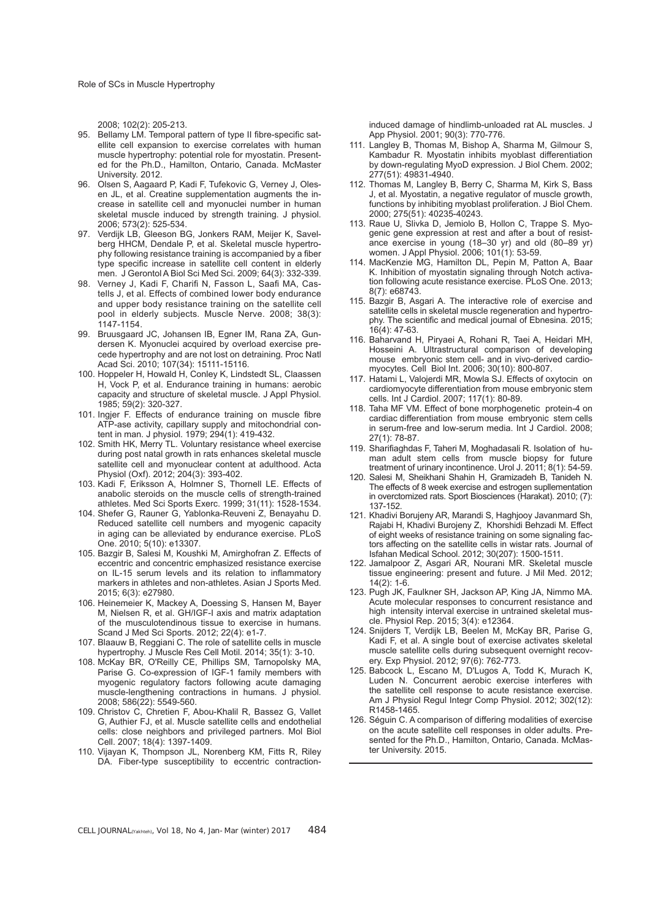2008; 102(2): 205-213.

95. Bellamy LM. Temporal pattern of type II fibre-specific satellite cell expansion to exercise correlates with human muscle hypertrophy: potential role for myostatin. Presented for the Ph.D., Hamilton, Ontario, Canada. McMaster University. 2012.
96. Olsen S, Aagaard P, Kadi F, Tufekovic G, Verney J, Olesen JL, et al. Creatine supplementation augments the increase in satellite cell and myonuclei number in human skeletal muscle induced by strength training. J physiol. 2006; 573(2): 525-534.
97. Verdijk LB, Gleeson BG, Jonkers RAM, Meijer K, Savelberg HHCM, Dendale P, et al. Skeletal muscle hypertrophy following resistance training is accompanied by a fiber type specific increase in satellite cell content in elderly men. J Gerontol A Biol Sci Med Sci. 2009; 64(3): 332-339.
98. Verney J, Kadi F, Charifi N, Fasson L, Saafi MA, Castells J, et al. Effects of combined lower body endurance and upper body resistance training on the satellite cell pool in elderly subjects. Muscle Nerve. 2008; 38(3): 1147-1154.
99. Bruusgaard JC, Johansen IB, Egner IM, Rana ZA, Gundersen K. Myonuclei acquired by overload exercise precede hypertrophy and are not lost on detraining. Proc Natl Acad Sci. 2010; 107(34): 15111-15116.
100. Hoppeler H, Howald H, Conley K, Lindstedt SL, Claassen H, Vock P, et al. Endurance training in humans: aerobic capacity and structure of skeletal muscle. J Appl Physiol. 1985; 59(2): 320-327.
101. Ingjer F. Effects of endurance training on muscle fibre ATP-ase activity, capillary supply and mitochondrial content in man. J physiol. 1979; 294(1): 419-432.
102. Smith HK, Merry TL. Voluntary resistance wheel exercise during post natal growth in rats enhances skeletal muscle satellite cell and myonuclear content at adulthood. Acta Physiol (Oxf). 2012; 204(3): 393-402.
103. Kadi F, Eriksson A, Holmner S, Thornell LE. Effects of anabolic steroids on the muscle cells of strength-trained athletes. Med Sci Sports Exerc. 1999; 31(11): 1528-1534.
104. Shefer G, Rauner G, Yablonka-Reuveni Z, Benayahu D. Reduced satellite cell numbers and myogenic capacity in aging can be alleviated by endurance exercise. PLoS One. 2010; 5(10): e13307.
105. Bazgir B, Salesi M, Koushki M, Amirghofran Z. Effects of eccentric and concentric emphasized resistance exercise on IL-15 serum levels and its relation to inflammatory markers in athletes and non-athletes. Asian J Sports Med. 2015; 6(3): e27980.
106. Heinemeier K, Mackey A, Doessing S, Hansen M, Bayer M, Nielsen R, et al. GH/IGF-I axis and matrix adaptation of the musculotendinous tissue to exercise in humans. Scand J Med Sci Sports. 2012; 22(4): e1-7.
107. Blaauw B, Reggiani C. The role of satellite cells in muscle hypertrophy. J Muscle Res Cell Motil. 2014; 35(1): 3-10.
108. McKay BR, O'Reilly CE, Phillips SM, Tarnopolsky MA, Parise G. Co-expression of IGF-1 family members with myogenic regulatory factors following acute damaging muscle-lengthening contractions in humans. J physiol. 2008; 586(22): 5549-560.
109. Christov C, Chretien F, Abou-Khalil R, Bassez G, Vallet G, Authier FJ, et al. Muscle satellite cells and endothelial cells: close neighbors and privileged partners. Mol Biol Cell. 2007; 18(4): 1397-1409.
110. Vijayan K, Thompson JL, Norenberg KM, Fitts R, Riley DA. Fiber-type susceptibility to eccentric contraction-induced damage of hindlimb-unloaded rat AL muscles. J App Physiol. 2001; 90(3): 770-776.
111. Langley B, Thomas M, Bishop A, Sharma M, Gilmour S, Kambadur R. Myostatin inhibits myoblast differentiation by down-regulating MyoD expression. J Biol Chem. 2002; 277(51): 49831-4940.
112. Thomas M, Langley B, Berry C, Sharma M, Kirk S, Bass J, et al. Myostatin, a negative regulator of muscle growth, functions by inhibiting myoblast proliferation. J Biol Chem. 2000; 275(51): 40235-40243.
113. Raue U, Slivka D, Jemiolo B, Hollon C, Trappe S. Myogenic gene expression at rest and after a bout of resistance exercise in young (18–30 yr) and old (80–89 yr) women. J Appl Physiol. 2006; 101(1): 53-59.
114. MacKenzie MG, Hamilton DL, Pepin M, Patton A, Baar K. Inhibition of myostatin signaling through Notch activation following acute resistance exercise. PLoS One. 2013; 8(7): e68743.
115. Bazgir B, Asgari A. The interactive role of exercise and satellite cells in skeletal muscle regeneration and hypertrophy. The scientific and medical journal of Ebnesina. 2015; 16(4): 47-63.
116. Baharvand H, Piryaei A, Rohani R, Taei A, Heidari MH, Hosseini A. Ultrastructural comparison of developing mouse embryonic stem cell- and in vivo-derived cardiomyocytes. Cell Biol Int. 2006; 30(10): 800-807.
117. Hatami L, Valojerdi MR, Mowla SJ. Effects of oxytocin on cardiomyocyte differentiation from mouse embryonic stem cells. Int J Cardiol. 2007; 117(1): 80-89.
118. Taha MF VM. Effect of bone morphogenetic protein-4 on cardiac differentiation from mouse embryonic stem cells in serum-free and low-serum media. Int J Cardiol. 2008; 27(1): 78-87.
119. Sharifiaghdas F, Taheri M, Moghadasali R. Isolation of human adult stem cells from muscle biopsy for future treatment of urinary incontinence. Urol J. 2011; 8(1): 54-59.
120. Salesi M, Sheikhani Shahin H, Gramizadeh B, Tanideh N. The effects of 8 week exercise and estrogen supllementation in overctomized rats. Sport Biosciences (Harakat). 2010; (7): 137-152.
121. Khadivi Borujeny AR, Marandi S, Haghjooy Javanmard Sh, Rajabi H, Khadivi Burojeny Z, Khorshidi Behzadi M. Effect of eight weeks of resistance training on some signaling factors affecting on the satellite cells in wistar rats. Journal of Isfahan Medical School. 2012; 30(207): 1500-1511.
122. Jamalpoor Z, Asgari AR, Nourani MR. Skeletal muscle tissue engineering: present and future. J Mil Med. 2012; 14(2): 1-6.
123. Pugh JK, Faulkner SH, Jackson AP, King JA, Nimmo MA. Acute molecular responses to concurrent resistance and high intensity interval exercise in untrained skeletal muscle. Physiol Rep. 2015; 3(4): e12364.
124. Snijders T, Verdijk LB, Beelen M, McKay BR, Parise G, Kadi F, et al. A single bout of exercise activates skeletal muscle satellite cells during subsequent overnight recovery. Exp Physiol. 2012; 97(6): 762-773.
125. Babcock L, Escano M, D'Lugos A, Todd K, Murach K, Luden N. Concurrent aerobic exercise interferes with the satellite cell response to acute resistance exercise. Am J Physiol Regul Integr Comp Physiol. 2012; 302(12): R1458-1465.
126. Séguin C. A comparison of differing modalities of exercise on the acute satellite cell responses in older adults. Presented for the Ph.D., Hamilton, Ontario, Canada. McMaster University. 2015.